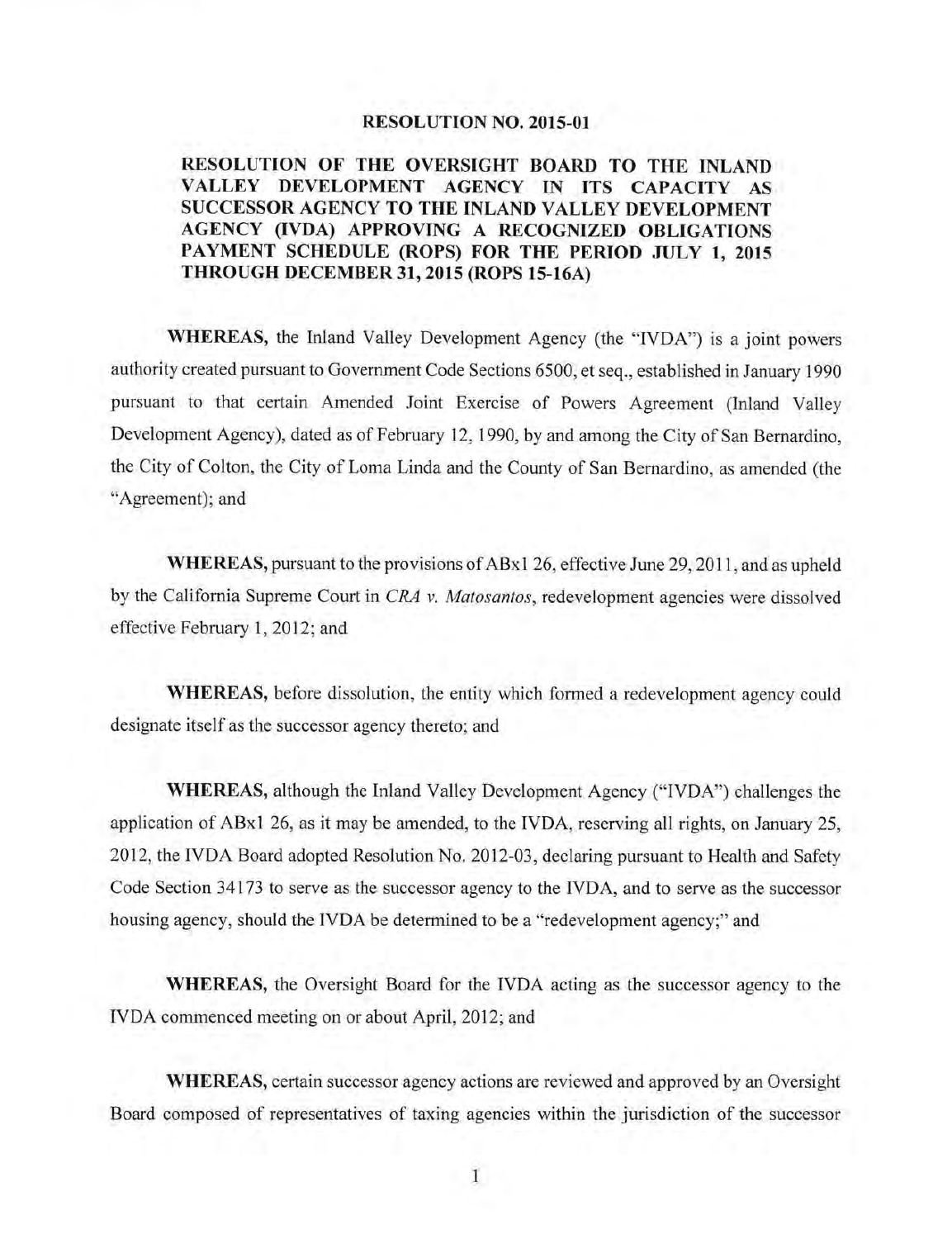**RESOLUTION NO. 2015-01**

**RESOLUTION OF THE OVERSIGHT BOARD TO THE INLAND VALLEY DEVELOPMENT AGENCY IN ITS CAPACITY AS SUCCESSOR AGENCY TO THE INLAND VALLEY DEVELOPMENT AGENCY (IVDA) APPROVING A RECOGNIZED OBLIGATIONS PAYMENT SCHEDULE (ROPS) FOR THE PERIOD JULY 1, 2015 THROUGH DECEMBER 31, 2015 (ROPS 15-16A)**

**WHEREAS,** the Inland Valley Development Agency (the "IVDA") is a joint powers authority created pursuant to Government Code Sections 6500, et seq., established in January 1990 pursuant to that certain Amended Joint Exercise of Powers Agreement (Inland Valley Development Agency), dated as of February 12, 1990, by and among the City of San Bernardino, the City of Colton, the City of Loma Linda and the County of San Bernardino, as amended (the "Agreement); and

**WHEREAS,** pursuant to the provisions of ABx1 26, effective June 29, 2011, and as upheld by the California Supreme Court in *CRA v. Matosantos*, redevelopment agencies were dissolved effective February 1, 2012; and

**WHEREAS,** before dissolution, the entity which formed a redevelopment agency could designate itself as the successor agency thereto; and

**WHEREAS,** although the Inland Valley Development Agency ("IVDA") challenges the application of ABx1 26, as it may be amended, to the IVDA, reserving all rights, on January 25, 2012, the IVDA Board adopted Resolution No. 2012-03, declaring pursuant to Health and Safety Code Section 34173 to serve as the successor agency to the IVDA, and to serve as the successor housing agency, should the IVDA be determined to be a "redevelopment agency;" and

**WHEREAS,** the Oversight Board for the IVDA acting as the successor agency to the IVDA commenced meeting on or about April, 2012; and

**WHEREAS,** certain successor agency actions are reviewed and approved by an Oversight Board composed of representatives of taxing agencies within the jurisdiction of the successor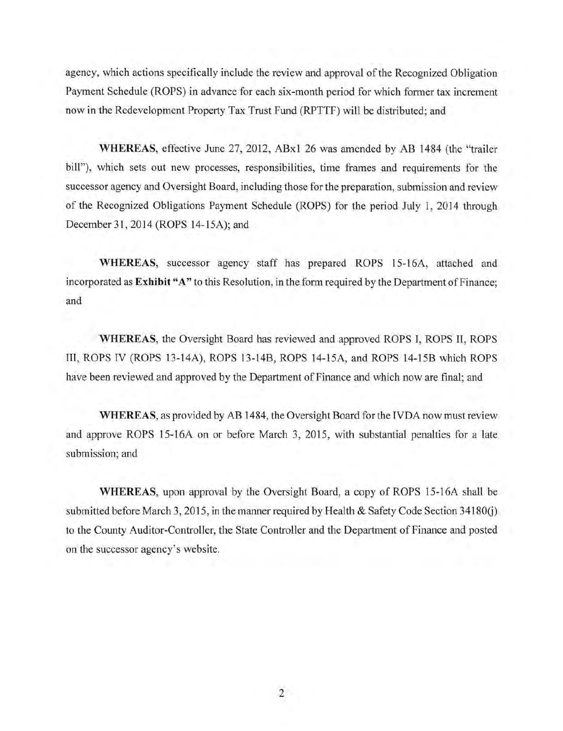agency, which actions specifically include the review and approval of the Recognized Obligation Payment Schedule (ROPS) in advance for each six-month period for which former tax increment now in the Redevelopment Property Tax Trust Fund (RPTTF) will be distributed; and

**WHEREAS**, effective June 27, 2012, ABx1 26 was amended by AB 1484 (the "trailer bill"), which sets out new processes, responsibilities, time frames and requirements for the successor agency and Oversight Board, including those for the preparation, submission and review of the Recognized Obligations Payment Schedule (ROPS) for the period July 1, 2014 through December 31, 2014 (ROPS 14-15A); and

**WHEREAS**, successor agency staff has prepared ROPS 15-16A, attached and incorporated as **Exhibit "A"** to this Resolution, in the form required by the Department of Finance; and

**WHEREAS**, the Oversight Board has reviewed and approved ROPS I, ROPS II, ROPS III, ROPS IV (ROPS 13-14A), ROPS 13-14B, ROPS 14-15A, and ROPS 14-15B which ROPS have been reviewed and approved by the Department of Finance and which now are final; and

**WHEREAS**, as provided by AB 1484, the Oversight Board for the IVDA now must review and approve ROPS 15-16A on or before March 3, 2015, with substantial penalties for a late submission; and

**WHEREAS**, upon approval by the Oversight Board, a copy of ROPS 15-16A shall be submitted before March 3, 2015, in the manner required by Health & Safety Code Section 34180(j) to the County Auditor-Controller, the State Controller and the Department of Finance and posted on the successor agency's website.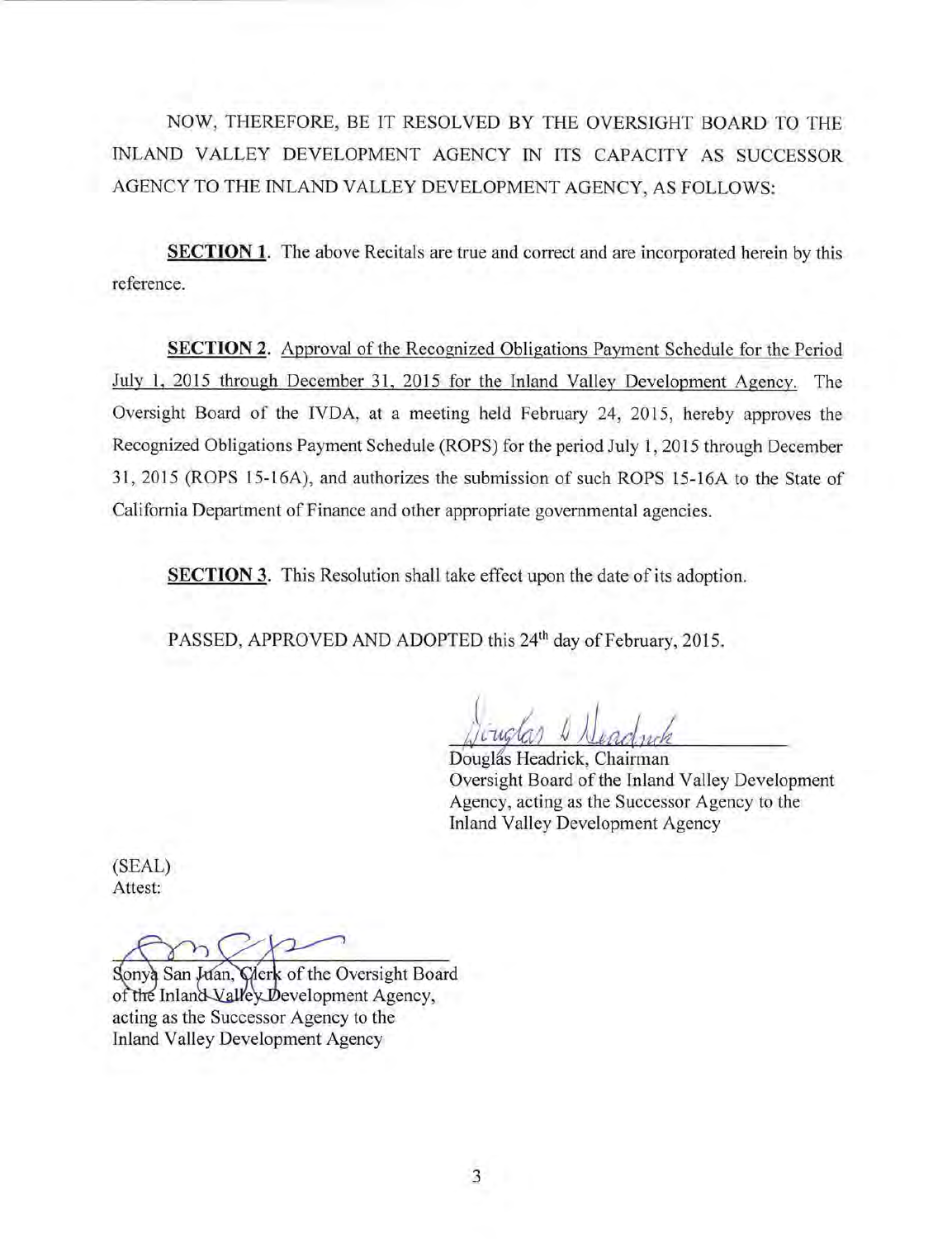NOW, THEREFORE, BE IT RESOLVED BY THE OVERSIGHT BOARD TO THE INLAND VALLEY DEVELOPMENT AGENCY IN ITS CAPACITY AS SUCCESSOR AGENCY TO THE INLAND VALLEY DEVELOPMENT AGENCY, AS FOLLOWS:

**SECTION 1**. The above Recitals are true and correct and are incorporated herein by this reference.

**SECTION 2**. Approval of the Recognized Obligations Payment Schedule for the Period July 1, 2015 through December 31, 2015 for the Inland Valley Development Agency. The Oversight Board of the IVDA, at a meeting held February 24, 2015, hereby approves the Recognized Obligations Payment Schedule (ROPS) for the period July 1, 2015 through December 31, 2015 (ROPS 15-16A), and authorizes the submission of such ROPS 15-16A to the State of California Department of Finance and other appropriate governmental agencies.

**SECTION 3**. This Resolution shall take effect upon the date of its adoption.

PASSED, APPROVED AND ADOPTED this 24th day of February, 2015.

Douglas Headrick, Chairman
Oversight Board of the Inland Valley Development Agency, acting as the Successor Agency to the Inland Valley Development Agency

(SEAL)
Attest:

Sonya San Juan, Clerk of the Oversight Board of the Inland Valley Development Agency, acting as the Successor Agency to the Inland Valley Development Agency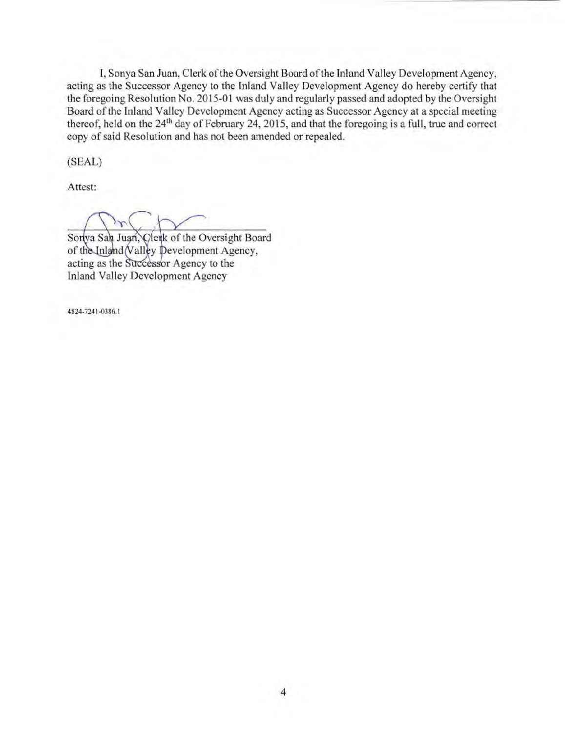I, Sonya San Juan, Clerk of the Oversight Board of the Inland Valley Development Agency, acting as the Successor Agency to the Inland Valley Development Agency do hereby certify that the foregoing Resolution No. 2015-01 was duly and regularly passed and adopted by the Oversight Board of the Inland Valley Development Agency acting as Successor Agency at a special meeting thereof, held on the 24th day of February 24, 2015, and that the foregoing is a full, true and correct copy of said Resolution and has not been amended or repealed.

(SEAL)

Attest:

______________________________
Sonya San Juan, Clerk of the Oversight Board
of the Inland Valley Development Agency,
acting as the Successor Agency to the
Inland Valley Development Agency

4824-7241-0386.1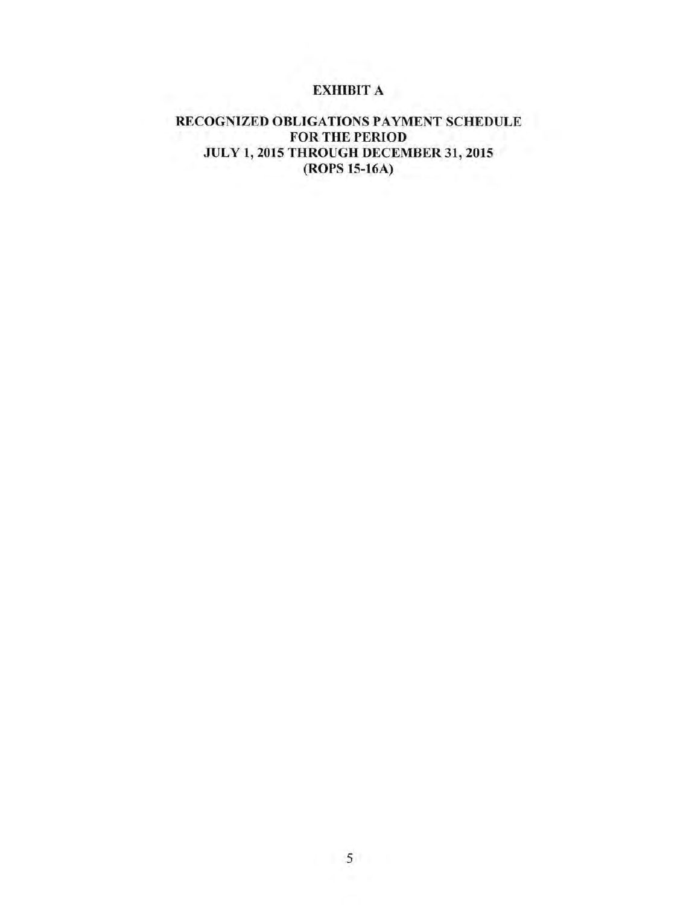# EXHIBIT A

## RECOGNIZED OBLIGATIONS PAYMENT SCHEDULE FOR THE PERIOD JULY 1, 2015 THROUGH DECEMBER 31, 2015 (ROPS 15-16A)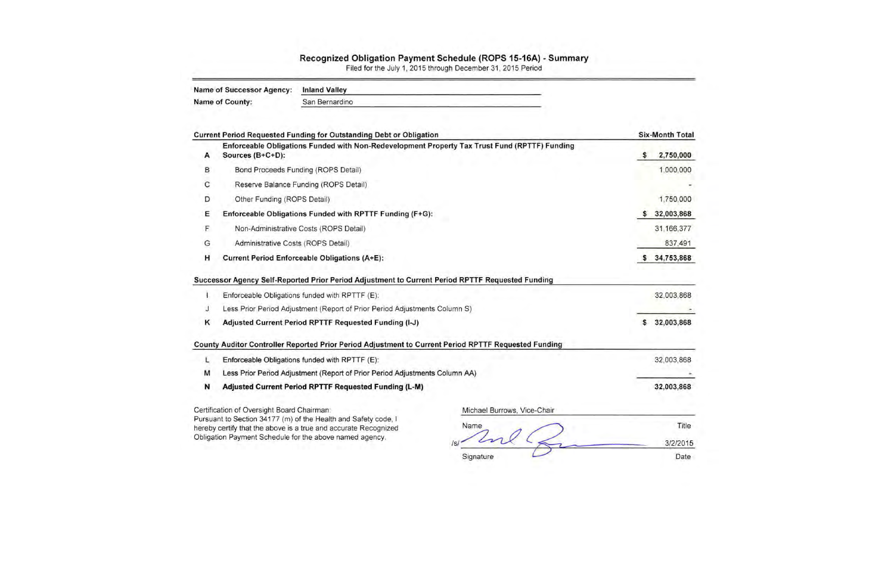## Recognized Obligation Payment Schedule (ROPS 15-16A) - Summary

Filed for the July 1, 2015 through December 31, 2015 Period

**Name of Successor Agency:** **Inland Valley**

**Name of County:** San Bernardino

| | **Current Period Requested Funding for Outstanding Debt or Obligation** | **Six-Month Total** |
|---|---|---|
| **A** | **Enforceable Obligations Funded with Non-Redevelopment Property Tax Trust Fund (RPTTF) Funding Sources (B+C+D):** | **$ 2,750,000** |
| B | Bond Proceeds Funding (ROPS Detail) | 1,000,000 |
| C | Reserve Balance Funding (ROPS Detail) | - |
| D | Other Funding (ROPS Detail) | 1,750,000 |
| **E** | **Enforceable Obligations Funded with RPTTF Funding (F+G):** | **$ 32,003,868** |
| F | Non-Administrative Costs (ROPS Detail) | 31,166,377 |
| G | Administrative Costs (ROPS Detail) | 837,491 |
| **H** | **Current Period Enforceable Obligations (A+E):** | **$ 34,753,868** |
| | **Successor Agency Self-Reported Prior Period Adjustment to Current Period RPTTF Requested Funding** | |
| I | Enforceable Obligations funded with RPTTF (E): | 32,003,868 |
| J | Less Prior Period Adjustment (Report of Prior Period Adjustments Column S) | - |
| **K** | **Adjusted Current Period RPTTF Requested Funding (I-J)** | **$ 32,003,868** |
| | **County Auditor Controller Reported Prior Period Adjustment to Current Period RPTTF Requested Funding** | |
| L | Enforceable Obligations funded with RPTTF (E): | 32,003,868 |
| M | Less Prior Period Adjustment (Report of Prior Period Adjustments Column AA) | - |
| **N** | **Adjusted Current Period RPTTF Requested Funding (L-M)** | **32,003,868** |

Certification of Oversight Board Chairman:
Pursuant to Section 34177 (m) of the Health and Safety code, I hereby certify that the above is a true and accurate Recognized Obligation Payment Schedule for the above named agency.

| Michael Burrows | Vice-Chair |
|---|---|
| Name | Title |
| /s/ | 3/2/2015 |
| Signature | Date |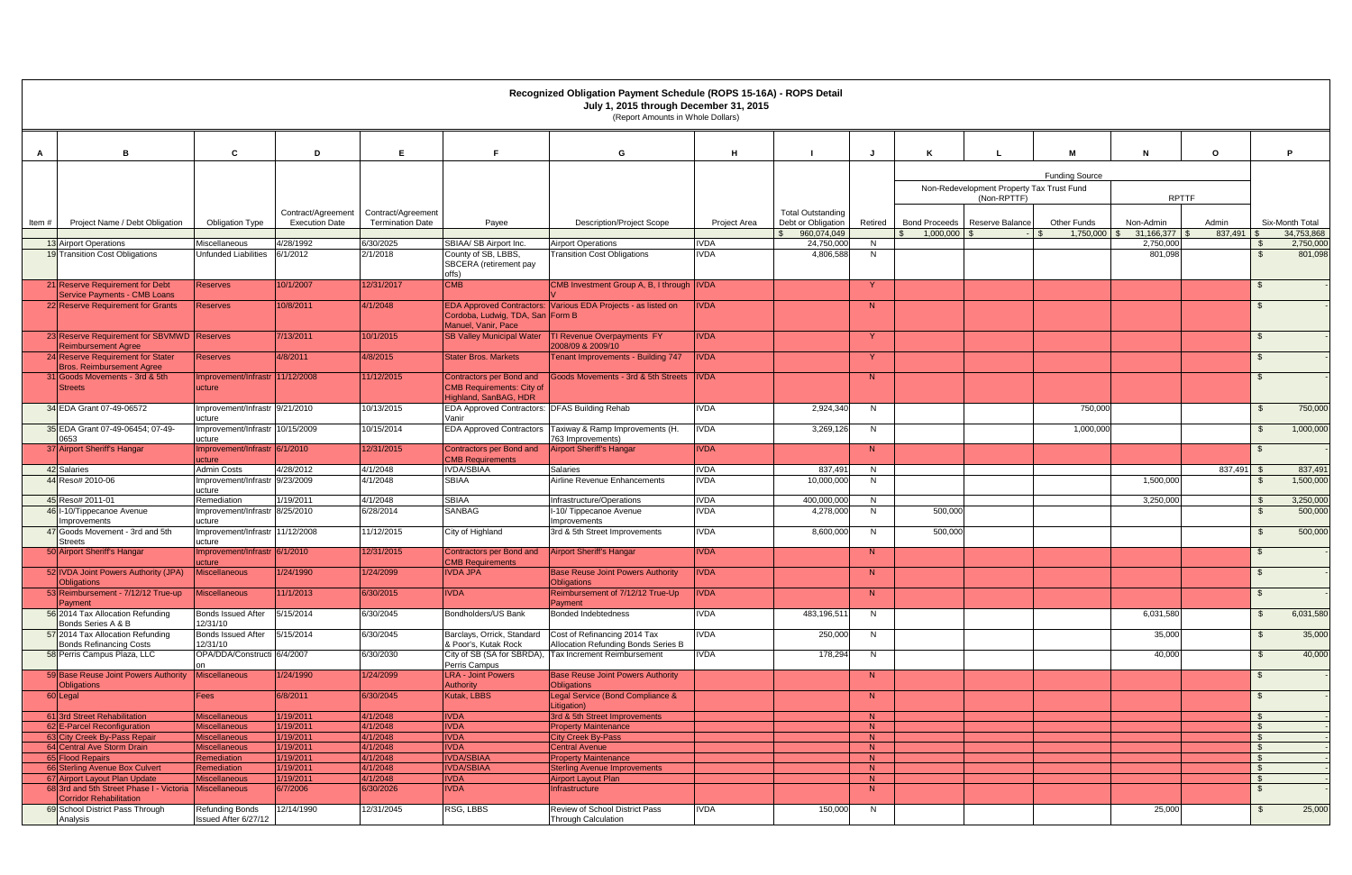# Recognized Obligation Payment Schedule (ROPS 15-16A) - ROPS Detail

**July 1, 2015 through December 31, 2015**

(Report Amounts in Whole Dollars)

| A | B | C | D | E | F | G | H | I | J | K | L | M | N | O | P |
|---|---|---|---|---|---|---|---|---|---|---|---|---|---|---|---|
| | | | | | | | | | | Funding Source | | | | | |
| | | | | | | | | | | Non-Redevelopment Property Tax Trust Fund (Non-RPTTF) | | | RPTTF | | |
| Item # | Project Name / Debt Obligation | Obligation Type | Contract/Agreement Execution Date | Contract/Agreement Termination Date | Payee | Description/Project Scope | Project Area | Total Outstanding Debt or Obligation | Retired | Bond Proceeds | Reserve Balance | Other Funds | Non-Admin | Admin | Six-Month Total |
| | | | | | | | | $ 960,074,049 | | $ 1,000,000 | $ - | $ 1,750,000 | $ 31,166,377 | $ 837,491 | $ 34,753,868 |
| 13 | Airport Operations | Miscellaneous | 4/28/1992 | 6/30/2025 | SBIAA/ SB Airport Inc. | Airport Operations | IVDA | 24,750,000 | N | | | | 2,750,000 | | $ 2,750,000 |
| 19 | Transition Cost Obligations | Unfunded Liabilities | 6/1/2012 | 2/1/2018 | County of SB, LBBS, SBCERA (retirement pay offs) | Transition Cost Obligations | IVDA | 4,806,588 | N | | | | 801,098 | | $ 801,098 |
| 21 | Reserve Requirement for Debt Service Payments - CMB Loans | Reserves | 10/1/2007 | 12/31/2017 | CMB | CMB Investment Group A, B, I through V | IVDA | | Y | | | | | | $ - |
| 22 | Reserve Requirement for Grants | Reserves | 10/8/2011 | 4/1/2048 | EDA Approved Contractors: Cordoba, Ludwig, TDA, San Manuel, Vanir, Pace | Various EDA Projects - as listed on Form B | IVDA | | N | | | | | | $ - |
| 23 | Reserve Requirement for SBVMWD Reimbursement Agree | Reserves | 7/13/2011 | 10/1/2015 | SB Valley Municipal Water | TI Revenue Overpayments FY 2008/09 & 2009/10 | IVDA | | Y | | | | | | $ - |
| 24 | Reserve Requirement for Stater Bros. Reimbursement Agree | Reserves | 4/8/2011 | 4/8/2015 | Stater Bros. Markets | Tenant Improvements - Building 747 | IVDA | | Y | | | | | | $ - |
| 31 | Goods Movements - 3rd & 5th Streets | Improvement/Infrastructure | 11/12/2008 | 11/12/2015 | Contractors per Bond and CMB Requirements: City of Highland, SanBAG, HDR | Goods Movements - 3rd & 5th Streets | IVDA | | N | | | | | | $ - |
| 34 | EDA Grant 07-49-06572 | Improvement/Infrastructure | 9/21/2010 | 10/13/2015 | EDA Approved Contractors: Vanir | DFAS Building Rehab | IVDA | 2,924,340 | N | | | 750,000 | | | $ 750,000 |
| 35 | EDA Grant 07-49-06454; 07-49-0653 | Improvement/Infrastructure | 10/15/2009 | 10/15/2014 | EDA Approved Contractors | Taxiway & Ramp Improvements (H. 763 Improvements) | IVDA | 3,269,126 | N | | | 1,000,000 | | | $ 1,000,000 |
| 37 | Airport Sheriff's Hangar | Improvement/Infrastructure | 6/1/2010 | 12/31/2015 | Contractors per Bond and CMB Requirements | Airport Sheriff's Hangar | IVDA | | N | | | | | | $ - |
| 42 | Salaries | Admin Costs | 4/28/2012 | 4/1/2048 | IVDA/SBIAA | Salaries | IVDA | 837,491 | N | | | | | 837,491 | $ 837,491 |
| 44 | Reso# 2010-06 | Improvement/Infrastructure | 9/23/2009 | 4/1/2048 | SBIAA | Airline Revenue Enhancements | IVDA | 10,000,000 | N | | | | 1,500,000 | | $ 1,500,000 |
| 45 | Reso# 2011-01 | Remediation | 1/19/2011 | 4/1/2048 | SBIAA | Infrastructure/Operations | IVDA | 400,000,000 | N | | | | 3,250,000 | | $ 3,250,000 |
| 46 | I-10/Tippecanoe Avenue Improvements | Improvement/Infrastructure | 8/25/2010 | 6/28/2014 | SANBAG | I-10/ Tippecanoe Avenue Improvements | IVDA | 4,278,000 | N | 500,000 | | | | | $ 500,000 |
| 47 | Goods Movement - 3rd and 5th Streets | Improvement/Infrastructure | 11/12/2008 | 11/12/2015 | City of Highland | 3rd & 5th Street Improvements | IVDA | 8,600,000 | N | 500,000 | | | | | $ 500,000 |
| 50 | Airport Sheriff's Hangar | Improvement/Infrastructure | 6/1/2010 | 12/31/2015 | Contractors per Bond and CMB Requirements | Airport Sheriff's Hangar | IVDA | | N | | | | | | $ - |
| 52 | IVDA Joint Powers Authority (JPA) Obligations | Miscellaneous | 1/24/1990 | 1/24/2099 | IVDA JPA | Base Reuse Joint Powers Authority Obligations | IVDA | | N | | | | | | $ - |
| 53 | Reimbursement - 7/12/12 True-up Payment | Miscellaneous | 11/1/2013 | 6/30/2015 | IVDA | Reimbursement of 7/12/12 True-Up Payment | IVDA | | N | | | | | | $ - |
| 56 | 2014 Tax Allocation Refunding Bonds Series A & B | Bonds Issued After 12/31/10 | 5/15/2014 | 6/30/2045 | Bondholders/US Bank | Bonded Indebtedness | IVDA | 483,196,511 | N | | | | 6,031,580 | | $ 6,031,580 |
| 57 | 2014 Tax Allocation Refunding Bonds Refinancing Costs | Bonds Issued After 12/31/10 | 5/15/2014 | 6/30/2045 | Barclays, Orrick, Standard & Poor's, Kutak Rock | Cost of Refinancing 2014 Tax Allocation Refunding Bonds Series B | IVDA | 250,000 | N | | | | 35,000 | | $ 35,000 |
| 58 | Perris Campus Plaza, LLC | OPA/DDA/Construction | 6/4/2007 | 6/30/2030 | City of SB (SA for SBRDA), Perris Campus | Tax Increment Reimbursement | IVDA | 178,294 | N | | | | 40,000 | | $ 40,000 |
| 59 | Base Reuse Joint Powers Authority Obligations | Miscellaneous | 1/24/1990 | 1/24/2099 | LRA - Joint Powers Authority | Base Reuse Joint Powers Authority Obligations | | | N | | | | | | $ - |
| 60 | Legal | Fees | 6/8/2011 | 6/30/2045 | Kutak, LBBS | Legal Service (Bond Compliance & Litigation) | | | N | | | | | | $ - |
| 61 | 3rd Street Rehabilitation | Miscellaneous | 1/19/2011 | 4/1/2048 | IVDA | 3rd & 5th Street Improvements | | | N | | | | | | $ - |
| 62 | E-Parcel Reconfiguration | Miscellaneous | 1/19/2011 | 4/1/2048 | IVDA | Property Maintenance | | | N | | | | | | $ - |
| 63 | City Creek By-Pass Repair | Miscellaneous | 1/19/2011 | 4/1/2048 | IVDA | City Creek By-Pass | | | N | | | | | | $ - |
| 64 | Central Ave Storm Drain | Miscellaneous | 1/19/2011 | 4/1/2048 | IVDA | Central Avenue | | | N | | | | | | $ - |
| 65 | Flood Repairs | Remediation | 1/19/2011 | 4/1/2048 | IVDA/SBIAA | Property Maintenance | | | N | | | | | | $ - |
| 66 | Sterling Avenue Box Culvert | Remediation | 1/19/2011 | 4/1/2048 | IVDA/SBIAA | Sterling Avenue Improvements | | | N | | | | | | $ - |
| 67 | Airport Layout Plan Update | Miscellaneous | 1/19/2011 | 4/1/2048 | IVDA | Airport Layout Plan | | | N | | | | | | $ - |
| 68 | 3rd and 5th Street Phase I - Victoria Corridor Rehabilitation | Miscellaneous | 6/7/2006 | 6/30/2026 | IVDA | Infrastructure | | | N | | | | | | $ - |
| 69 | School District Pass Through Analysis | Refunding Bonds Issued After 6/27/12 | 12/14/1990 | 12/31/2045 | RSG, LBBS | Review of School District Pass Through Calculation | IVDA | 150,000 | N | | | | 25,000 | | $ 25,000 |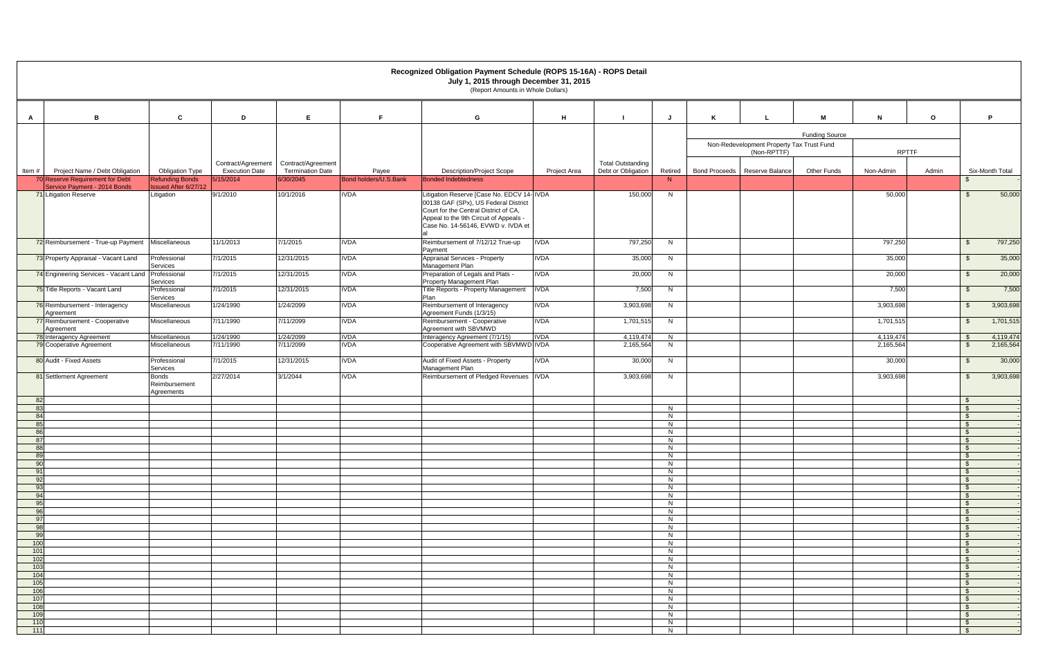# Recognized Obligation Payment Schedule (ROPS 15-16A) - ROPS Detail

**July 1, 2015 through December 31, 2015**

(Report Amounts in Whole Dollars)

| A | B | C | D | E | F | G | H | I | J | K | L | M | N | O | P |
|---|---|---|---|---|---|---|---|---|---|---|---|---|---|---|---|
| | | | | | | | | | | Funding Source | | | | | |
| | | | | | | | | | | Non-Redevelopment Property Tax Trust Fund (Non-RPTTF) | | | RPTTF | | |
| Item # | Project Name / Debt Obligation | Obligation Type | Contract/Agreement Execution Date | Contract/Agreement Termination Date | Payee | Description/Project Scope | Project Area | Total Outstanding Debt or Obligation | Retired | Bond Proceeds | Reserve Balance | Other Funds | Non-Admin | Admin | Six-Month Total |
| 70 | Reserve Requirement for Debt Service Payment - 2014 Bonds | Refunding Bonds Issued After 6/27/12 | 5/15/2014 | 6/30/2045 | Bond holders/U.S.Bank | Bonded Indebtedness | | | N | | | | | | $ - |
| 71 | Litigation Reserve | Litigation | 9/1/2010 | 10/1/2016 | IVDA | Litigation Reserve [Case No. EDCV 14-00138 GAF (SPx), US Federal District Court for the Central District of CA, Appeal to the 9th Circuit of Appeals - Case No. 14-56146, EVWD v. IVDA et al | IVDA | 150,000 | N | | | | 50,000 | | $ 50,000 |
| 72 | Reimbursement - True-up Payment | Miscellaneous | 11/1/2013 | 7/1/2015 | IVDA | Reimbursement of 7/12/12 True-up Payment | IVDA | 797,250 | N | | | | 797,250 | | $ 797,250 |
| 73 | Property Appraisal - Vacant Land | Professional Services | 7/1/2015 | 12/31/2015 | IVDA | Appraisal Services - Property Management Plan | IVDA | 35,000 | N | | | | 35,000 | | $ 35,000 |
| 74 | Engineering Services - Vacant Land | Professional Services | 7/1/2015 | 12/31/2015 | IVDA | Preparation of Legals and Plats - Property Management Plan | IVDA | 20,000 | N | | | | 20,000 | | $ 20,000 |
| 75 | Title Reports - Vacant Land | Professional Services | 7/1/2015 | 12/31/2015 | IVDA | Title Reports - Property Management Plan | IVDA | 7,500 | N | | | | 7,500 | | $ 7,500 |
| 76 | Reimbursement - Interagency Agreement | Miscellaneous | 1/24/1990 | 1/24/2099 | IVDA | Reimbursement of Interagency Agreement Funds (1/3/15) | IVDA | 3,903,698 | N | | | | 3,903,698 | | $ 3,903,698 |
| 77 | Reimbursement - Cooperative Agreement | Miscellaneous | 7/11/1990 | 7/11/2099 | IVDA | Reimbursement - Cooperative Agreement with SBVMWD | IVDA | 1,701,515 | N | | | | 1,701,515 | | $ 1,701,515 |
| 78 | Interagency Agreement | Miscellaneous | 1/24/1990 | 1/24/2099 | IVDA | Interagency Agreement (7/1/15) | IVDA | 4,119,474 | N | | | | 4,119,474 | | $ 4,119,474 |
| 79 | Cooperative Agreement | Miscellaneous | 7/11/1990 | 7/11/2099 | IVDA | Cooperative Agreement with SBVMWD | IVDA | 2,165,564 | N | | | | 2,165,564 | | $ 2,165,564 |
| 80 | Audit - Fixed Assets | Professional Services | 7/1/2015 | 12/31/2015 | IVDA | Audit of Fixed Assets - Property Management Plan | IVDA | 30,000 | N | | | | 30,000 | | $ 30,000 |
| 81 | Settlement Agreement | Bonds Reimbursement Agreements | 2/27/2014 | 3/1/2044 | IVDA | Reimbursement of Pledged Revenues | IVDA | 3,903,698 | N | | | | 3,903,698 | | $ 3,903,698 |
| 82 | | | | | | | | | | | | | | | $ - |
| 83 | | | | | | | | | N | | | | | | $ - |
| 84 | | | | | | | | | N | | | | | | $ - |
| 85 | | | | | | | | | N | | | | | | $ - |
| 86 | | | | | | | | | N | | | | | | $ - |
| 87 | | | | | | | | | N | | | | | | $ - |
| 88 | | | | | | | | | N | | | | | | $ - |
| 89 | | | | | | | | | N | | | | | | $ - |
| 90 | | | | | | | | | N | | | | | | $ - |
| 91 | | | | | | | | | N | | | | | | $ - |
| 92 | | | | | | | | | N | | | | | | $ - |
| 93 | | | | | | | | | N | | | | | | $ - |
| 94 | | | | | | | | | N | | | | | | $ - |
| 95 | | | | | | | | | N | | | | | | $ - |
| 96 | | | | | | | | | N | | | | | | $ - |
| 97 | | | | | | | | | N | | | | | | $ - |
| 98 | | | | | | | | | N | | | | | | $ - |
| 99 | | | | | | | | | N | | | | | | $ - |
| 100 | | | | | | | | | N | | | | | | $ - |
| 101 | | | | | | | | | N | | | | | | $ - |
| 102 | | | | | | | | | N | | | | | | $ - |
| 103 | | | | | | | | | N | | | | | | $ - |
| 104 | | | | | | | | | N | | | | | | $ - |
| 105 | | | | | | | | | N | | | | | | $ - |
| 106 | | | | | | | | | N | | | | | | $ - |
| 107 | | | | | | | | | N | | | | | | $ - |
| 108 | | | | | | | | | N | | | | | | $ - |
| 109 | | | | | | | | | N | | | | | | $ - |
| 110 | | | | | | | | | N | | | | | | $ - |
| 111 | | | | | | | | | N | | | | | | $ - |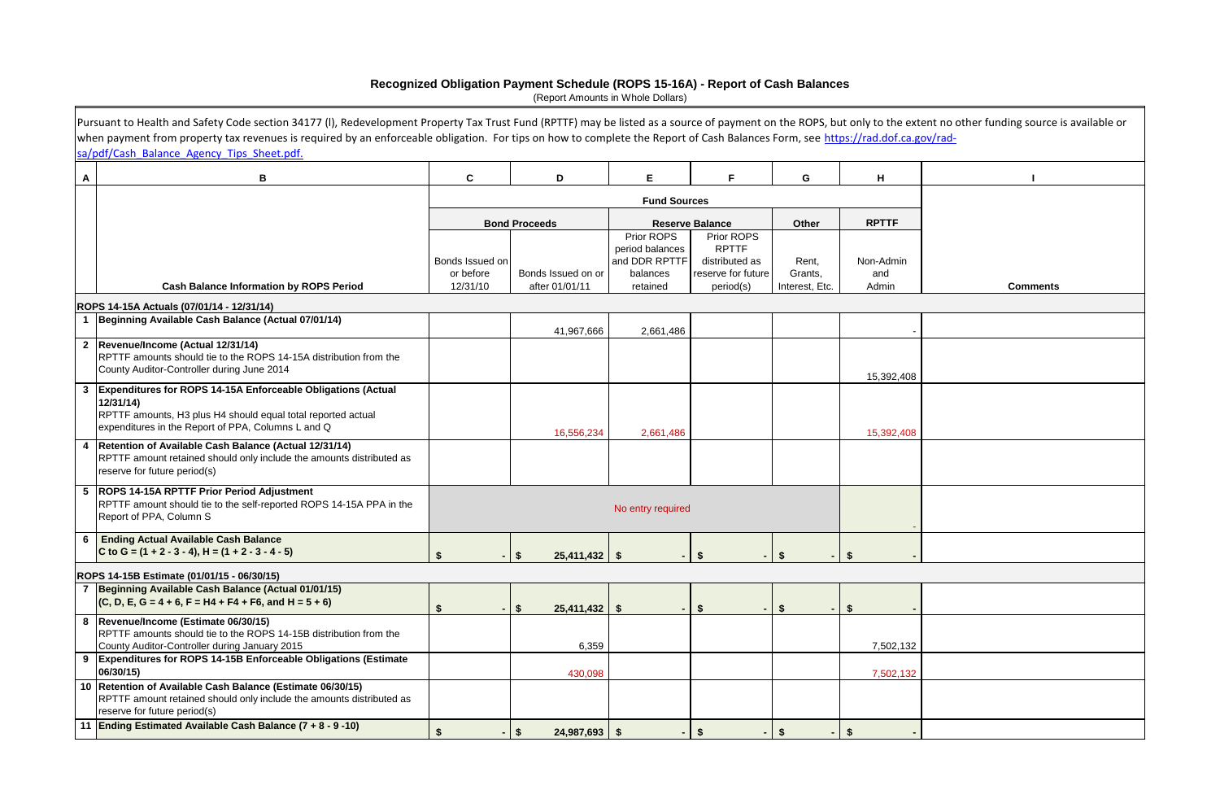# Recognized Obligation Payment Schedule (ROPS 15-16A) - Report of Cash Balances

(Report Amounts in Whole Dollars)

Pursuant to Health and Safety Code section 34177 (l), Redevelopment Property Tax Trust Fund (RPTTF) may be listed as a source of payment on the ROPS, but only to the extent no other funding source is available or when payment from property tax revenues is required by an enforceable obligation. For tips on how to complete the Report of Cash Balances Form, see https://rad.dof.ca.gov/rad-sa/pdf/Cash_Balance_Agency_Tips_Sheet.pdf.

| A | B | C | D | E | F | G | H | I |
|---|---|---|---|---|---|---|---|---|
| | | Fund Sources | | | | | | |
| | | Bond Proceeds | | Reserve Balance | | Other | RPTTF | |
| | Cash Balance Information by ROPS Period | Bonds Issued on or before 12/31/10 | Bonds Issued on or after 01/01/11 | Prior ROPS period balances and DDR RPTTF balances retained | Prior ROPS RPTTF distributed as reserve for future period(s) | Rent, Grants, Interest, Etc. | Non-Admin and Admin | Comments |
| | **ROPS 14-15A Actuals (07/01/14 - 12/31/14)** | | | | | | | |
| 1 | **Beginning Available Cash Balance (Actual 07/01/14)** | | 41,967,666 | 2,661,486 | | | - | |
| 2 | **Revenue/Income (Actual 12/31/14)** RPTTF amounts should tie to the ROPS 14-15A distribution from the County Auditor-Controller during June 2014 | | | | | | 15,392,408 | |
| 3 | **Expenditures for ROPS 14-15A Enforceable Obligations (Actual 12/31/14)** RPTTF amounts, H3 plus H4 should equal total reported actual expenditures in the Report of PPA, Columns L and Q | | 16,556,234 | 2,661,486 | | | 15,392,408 | |
| 4 | **Retention of Available Cash Balance (Actual 12/31/14)** RPTTF amount retained should only include the amounts distributed as reserve for future period(s) | | | | | | | |
| 5 | **ROPS 14-15A RPTTF Prior Period Adjustment** RPTTF amount should tie to the self-reported ROPS 14-15A PPA in the Report of PPA, Column S | No entry required | | | | | - | |
| 6 | **Ending Actual Available Cash Balance** **C to G = (1 + 2 - 3 - 4), H = (1 + 2 - 3 - 4 - 5)** | $ - | $ 25,411,432 | $ - | $ - | $ - | $ - | |
| | **ROPS 14-15B Estimate (01/01/15 - 06/30/15)** | | | | | | | |
| 7 | **Beginning Available Cash Balance (Actual 01/01/15)** **(C, D, E, G = 4 + 6, F = H4 + F4 + F6, and H = 5 + 6)** | $ - | $ 25,411,432 | $ - | $ - | $ - | $ - | |
| 8 | **Revenue/Income (Estimate 06/30/15)** RPTTF amounts should tie to the ROPS 14-15B distribution from the County Auditor-Controller during January 2015 | | 6,359 | | | | 7,502,132 | |
| 9 | **Expenditures for ROPS 14-15B Enforceable Obligations (Estimate 06/30/15)** | | 430,098 | | | | 7,502,132 | |
| 10 | **Retention of Available Cash Balance (Estimate 06/30/15)** RPTTF amount retained should only include the amounts distributed as reserve for future period(s) | | | | | | | |
| 11 | **Ending Estimated Available Cash Balance (7 + 8 - 9 -10)** | $ - | $ 24,987,693 | $ - | $ - | $ - | $ - | |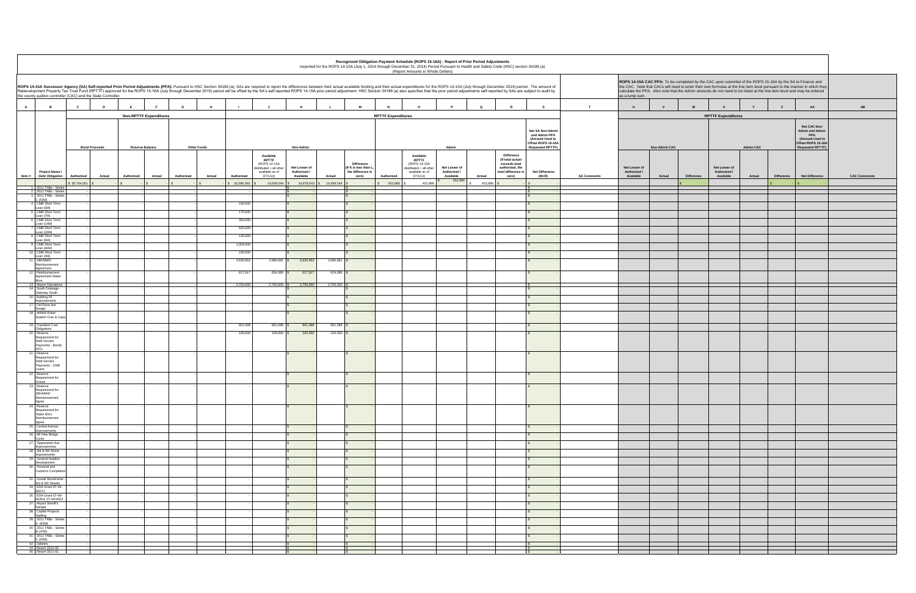# Recognized Obligation Payment Schedule (ROPS 15-16A) - Report of Prior Period Adjustments

Reported for the ROPS 14-15A (July 1, 2014 through December 31, 2014) Period Pursuant to Health and Safety Code (HSC) section 34186 (a)

(Report Amounts in Whole Dollars)

**ROPS 14-15A Successor Agency (SA) Self-reported Prior Period Adjustments (PPA):** Pursuant to HSC Section 34186 (a), SAs are required to report the differences between their actual available funding and their actual expenditures for the ROPS 14-15A (July through December 2014) period. The amount of Redevelopment Property Tax Trust Fund (RPTTF) approved for the ROPS 15-16A (July through December 2015) period will be offset by the SA's self-reported ROPS 14-15A prior period adjustment. HSC Section 34186 (a) also specifies that the prior period adjustments self-reported by SAs are subject to audit by the county auditor-controller (CAC) and the State Controller.

**ROPS 14-15A CAC PPA:** To be completed by the CAC upon submittal of the ROPS 15-16A by the SA to Finance and the CAC. Note that CACs will need to enter their own formulas at the line item level pursuant to the manner in which they calculate the PPA. Also note that the Admin amounts do not need to be listed at the line item level and may be entered as a lump sum.

| A | B | C | D | E | F | G | H | I | J | K | L | M | N | O | P | Q | R | S | T | U | V | W | X | Y | Z | AA | AB |
|---|---|---|---|---|---|---|---|---|---|---|---|---|---|---|---|---|---|---|---|---|---|---|---|---|---|---|---|
| | | Non-RPTTF Expenditures | | | | | | RPTTF Expenditures | | | | | | | | | | | | RPTTF Expenditures | | | | | | | |
| | | Bond Proceeds | | Reserve Balance | | Other Funds | | Non-Admin | | | | | Admin | | | | | Net SA Non-Admin and Admin PPA (Amount Used to Offset ROPS 15-16A Requested RPTTF) | | Non-Admin CAC | | | Admin CAC | | | Net CAC Non-Admin and Admin PPA (Amount Used to Offset ROPS 15-16A Requested RPTTF) | |
| Item # | Project Name / Debt Obligation | Authorized | Actual | Authorized | Actual | Authorized | Actual | Authorized | Available RPTTF (ROPS 14-15A distributed + all other available as of 07/1/14) | Net Lesser of Authorized / Available | Actual | Difference (If K is less than L, the difference is zero) | Authorized | Available RPTTF (ROPS 14-15A distributed + all other available as of 07/1/14) | Net Lesser of Authorized / Available | Actual | Difference (If total actual exceeds total authorized, the total difference is zero) | Net Difference (M+R) | SA Comments | Net Lesser of Authorized / Available | Actual | Difference | Net Lesser of Authorized / Available | Actual | Difference | Net Difference | CAC Comments |
| | | $ 30,754,051 | $ - | $ - | $ - | $ - | $ - | $ 16,586,060 | $ 14,939,544 | $ 14,878,543 | $ 14,939,544 | $ - | $ 452,886 | $ 452,886 | $ 452,886 | $ 452,886 | $ - | $ - | | | | $ - | | | $ - | $ - | |
| 1 | 2011 TABs - Series | - | | - | | - | | - | | $ - | | $ - | | | | | | $ - | | | | | | | | | |
| 2 | 2011 TABs - Series | - | | - | | - | | - | | $ - | | $ - | | | | | | $ - | | | | | | | | | |
| 3 | 2011 TABs - Series C (10M) | - | | - | | - | | - | | $ - | | $ - | | | | | | $ - | | | | | | | | | |
| 4 | CMB Short Term Loan (5M) | - | | - | | - | | 150,000 | | $ - | | $ - | | | | | | $ - | | | | | | | | | |
| 5 | CMB Short Term Loan (7M) | - | | - | | - | | 175,000 | | $ - | | $ - | | | | | | $ - | | | | | | | | | |
| 6 | CMB Short Term Loan (14M) | - | | - | | - | | 350,000 | | $ - | | $ - | | | | | | $ - | | | | | | | | | |
| 7 | CMB Short Term Loan (20M) | - | | - | | - | | 525,000 | | $ - | | $ - | | | | | | $ - | | | | | | | | | |
| 8 | CMB Short Term Loan (6M) | - | | - | | - | | 135,000 | | $ - | | $ - | | | | | | $ - | | | | | | | | | |
| 9 | CMB Short Term Loan (40M) | - | | - | | - | | 1,000,000 | | $ - | | $ - | | | | | | $ - | | | | | | | | | |
| 10 | CMB Short Term Loan (4M) | - | | - | | - | | 105,000 | | $ - | | $ - | | | | | | $ - | | | | | | | | | |
| 11 | SBVMWD Reimbursement Agreement | - | | - | | - | | 2,635,853 | 2,690,691 | $ 2,635,853 | 2,690,691 | $ - | | | | | | $ - | | | | | | | | | |
| 12 | Reimbursement Agreement Stater Bros. | - | | - | | - | | 617,917 | 624,080 | $ 617,917 | 624,080 | $ - | | | | | | $ - | | | | | | | | | |
| 13 | Airport Operations | - | | - | | - | | 2,750,000 | 2,750,000 | $ 2,750,000 | 2,750,000 | $ - | | | | | | $ - | | | | | | | | | |
| 14 | South Drainage - Gateway South | - | | - | | - | | - | | $ - | | $ - | | | | | | $ - | | | | | | | | | |
| 16 | Building 56 Improvements | - | | - | | - | | - | | $ - | | $ - | | | | | | $ - | | | | | | | | | |
| 17 | Del Rosa Ave Design | - | | - | | - | | - | | $ - | | $ - | | | | | | $ - | | | | | | | | | |
| 18 | Airfield Water System Cuts & Caps | - | | - | | - | | - | | $ - | | $ - | | | | | | $ - | | | | | | | | | |
| 19 | Transition Cost Obligations | - | | - | | - | | 801,098 | 801,098 | $ 801,098 | 801,098 | $ - | | | | | | $ - | | | | | | | | | |
| 20 | Reserve Requirement for Debt Service Payments - Bonds 2011 | - | | - | | - | | 100,000 | 100,000 | $ 100,000 | 100,000 | $ - | | | | | | $ - | | | | | | | | | |
| 21 | Reserve Requirement for Debt Service Payments - CMB Loans | - | | - | | - | | - | | $ - | | $ - | | | | | | $ - | | | | | | | | | |
| 22 | Reserve Requirement for Grants | - | | - | | - | | - | | $ - | | $ - | | | | | | $ - | | | | | | | | | |
| 23 | Reserve Requirement for SBVMWD Reimbursement Agree | - | | - | | - | | - | | $ - | | $ - | | | | | | $ - | | | | | | | | | |
| 24 | Reserve Requirement for Stater Bros. Reimbursement Agree | - | | - | | - | | - | | $ - | | $ - | | | | | | $ - | | | | | | | | | |
| 25 | Central Avenue Improvements | - | | - | | - | | - | | $ - | | $ - | | | | | | $ - | | | | | | | | | |
| 26 | Mt View Bridge Const | - | | - | | - | | - | | $ - | | $ - | | | | | | $ - | | | | | | | | | |
| 27 | Tippecanoe Ave Improvements | - | | - | | - | | - | | $ - | | $ - | | | | | | $ - | | | | | | | | | |
| 28 | 3rd & 5th Street Improvements | - | | - | | - | | - | | $ - | | $ - | | | | | | $ - | | | | | | | | | |
| 29 | General Aviation Development | - | | - | | - | | - | | $ - | | $ - | | | | | | $ - | | | | | | | | | |
| 30 | Terminal and Customs Completion | - | | - | | - | | - | | $ - | | $ - | | | | | | $ - | | | | | | | | | |
| 31 | Goods Movements 3rd & 5th Streets | - | | - | | - | | - | | $ - | | $ - | | | | | | $ - | | | | | | | | | |
| 34 | EDA Grant 07-49-06572 | - | | - | | - | | - | | $ - | | $ - | | | | | | $ - | | | | | | | | | |
| 35 | EDA Grant 07-49-06454; 07-49-0653 | - | | - | | - | | - | | $ - | | $ - | | | | | | $ - | | | | | | | | | |
| 37 | Airport Sheriff's Hangar | - | | - | | - | | - | | $ - | | $ - | | | | | | $ - | | | | | | | | | |
| 38 | Capital Projects Staffing | - | | - | | - | | - | | $ - | | $ - | | | | | | $ - | | | | | | | | | |
| 39 | 2011 TABs - Series A (65M) | - | | - | | - | | - | | $ - | | $ - | | | | | | $ - | | | | | | | | | |
| 40 | 2011 TABs - Series B (47M) | - | | - | | - | | - | | $ - | | $ - | | | | | | $ - | | | | | | | | | |
| 41 | 2011 TABs - Series C (10M) | - | | - | | - | | - | | $ - | | $ - | | | | | | $ - | | | | | | | | | |
| 42 | Salaries | - | | - | | - | | - | | $ - | | $ - | | | | | | $ - | | | | | | | | | |
| 44 | Reso# 2010-06 | - | | - | | - | | - | | $ - | | $ - | | | | | | $ - | | | | | | | | | |
| 45 | Reso# 2011-01 | - | | - | | - | | - | | $ - | | $ - | | | | | | $ - | | | | | | | | | |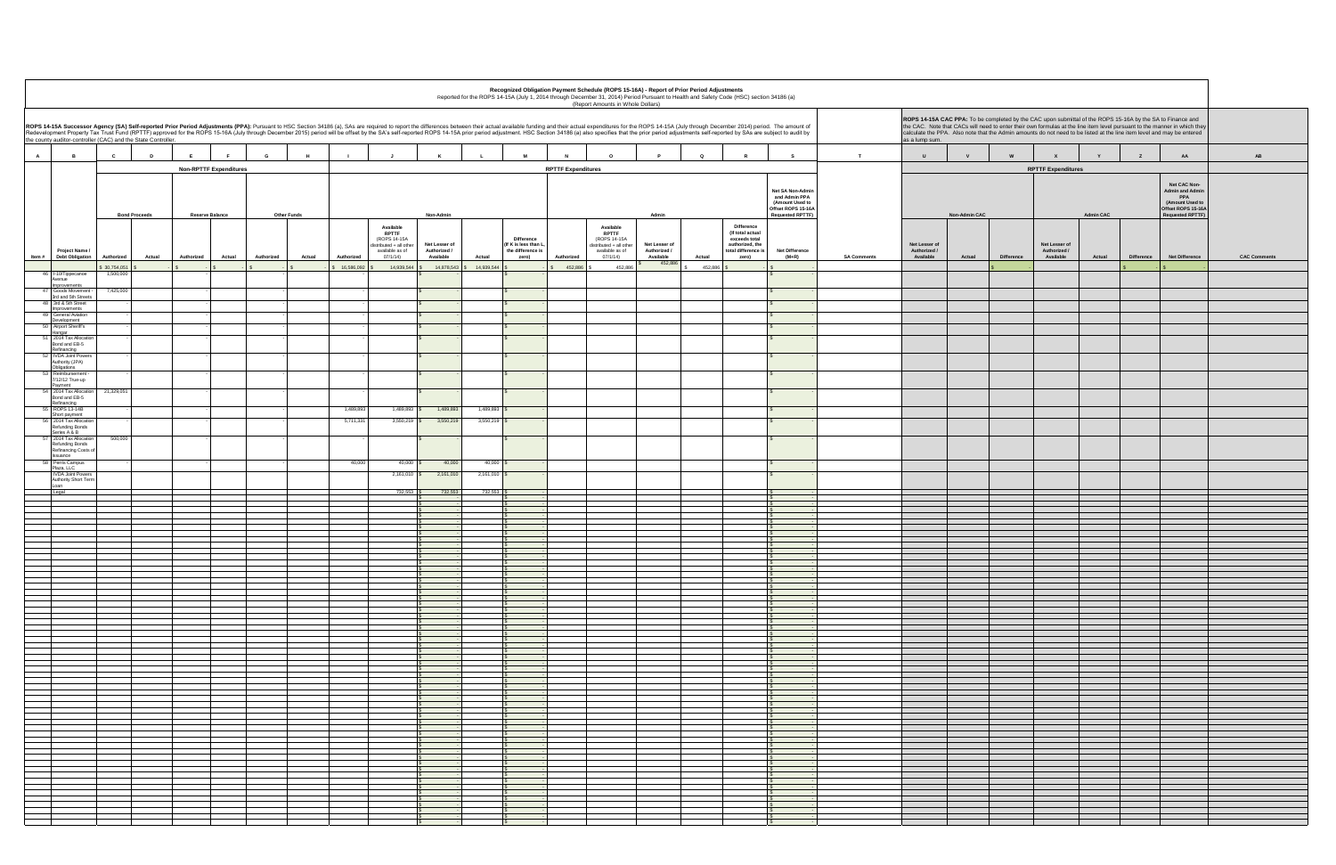# Recognized Obligation Payment Schedule (ROPS 15-16A) - Report of Prior Period Adjustments

Reported for the ROPS 14-15A (July 1, 2014 through December 31, 2014) Period Pursuant to Health and Safety Code (HSC) section 34186 (a)

(Report Amounts in Whole Dollars)

**ROPS 14-15A Successor Agency (SA) Self-reported Prior Period Adjustments (PPA):** Pursuant to HSC Section 34186 (a), SAs are required to report the differences between their actual available funding and their actual expenditures for the ROPS 14-15A (July through December 2014) period. The amount of Redevelopment Property Tax Trust Fund (RPTTF) approved for the ROPS 15-16A (July through December 2015) period will be offset by the SA's self-reported ROPS 14-15A prior period adjustment. HSC Section 34186 (a) also specifies that the prior period adjustments self-reported by SAs are subject to audit by the county auditor-controller (CAC) and the State Controller.

**ROPS 14-15A CAC PPA:** To be completed by the CAC upon submittal of the ROPS 15-16A by the SA to Finance and the CAC. Note that CACs will need to enter their own formulas at the line item level pursuant to the manner in which they calculate the PPA. Also note that the Admin amounts do not need to be listed at the line item level and may be entered as a lump sum.

| A | B | C | D | E | F | G | H | I | J | K | L | M | N | O | P | Q | R | S | T | U | V | W | X | Y | Z | AA | AB |
|---|---|---|---|---|---|---|---|---|---|---|---|---|---|---|---|---|---|---|---|---|---|---|---|---|---|---|---|
| | | Non-RPTTF Expenditures | | | | | | RPTTF Expenditures | | | | | | | | | | | | RPTTF Expenditures | | | | | | | |
| | | Bond Proceeds | | Reserve Balance | | Other Funds | | Non-Admin | | | | | Admin | | | | | Net SA Non-Admin and Admin PPA (Amount Used to Offset ROPS 15-16A Requested RPTTF) | | Non-Admin CAC | | | Admin CAC | | | Net CAC Non-Admin and Admin PPA (Amount Used to Offset ROPS 15-16A Requested RPTTF) | |
| Item # | Project Name / Debt Obligation | Authorized | Actual | Authorized | Actual | Authorized | Actual | Authorized | Available RPTTF (ROPS 14-15A distributed + all other available as of 07/1/14) | Net Lesser of Authorized / Available | Actual | Difference (If K is less than L, the difference is zero) | Authorized | Available RPTTF (ROPS 14-15A distributed + all other available as of 07/1/14) | Net Lesser of Authorized / Available | Actual | Difference (If total actual exceeds total authorized, the total difference is zero) | Net Difference (M+R) | SA Comments | Net Lesser of Authorized / Available | Actual | Difference | Net Lesser of Authorized / Available | Actual | Difference | Net Difference | CAC Comments |
| | | $ 30,764,051 | $ - | $ - | $ - | $ - | $ - | $ 16,586,060 | $ 14,939,544 | $ 14,878,543 | $ 14,939,544 | $ - | $ 452,886 | $ 452,886 | $ 452,886 | $ 452,886 | $ - | $ - | | | | $ - | | | $ - | $ - | |
| 46 | I-10/Tippecanoe Avenue Improvements | 1,500,000 | | - | | - | | - | | $ - | | $ - | | | | | | $ - | | | | | | | | | |
| 47 | Goods Movement - 3rd and 5th Streets | 7,425,000 | | - | | - | | - | | $ - | | $ - | | | | | | $ - | | | | | | | | | |
| 48 | 3rd & 5th Street Improvements | - | | - | | - | | - | | $ - | | $ - | | | | | | $ - | | | | | | | | | |
| 49 | General Aviation Development | - | | - | | - | | - | | $ - | | $ - | | | | | | $ - | | | | | | | | | |
| 50 | Airport Sheriff's Hangar | - | | - | | - | | - | | $ - | | $ - | | | | | | $ - | | | | | | | | | |
| 51 | 2014 Tax Allocation Bond and EB-5 Refinancing | - | | - | | - | | - | | $ - | | $ - | | | | | | $ - | | | | | | | | | |
| 52 | IVDA Joint Powers Authority (JPA) Obligations | - | | - | | - | | - | | $ - | | $ - | | | | | | $ - | | | | | | | | | |
| 53 | Reimbursement - 7/12/12 True-up Payment | - | | - | | - | | - | | $ - | | $ - | | | | | | $ - | | | | | | | | | |
| 54 | 2014 Tax Allocation Bond and EB-5 Refinancing | 21,329,051 | | - | | - | | - | | $ - | | $ - | | | | | | $ - | | | | | | | | | |
| 55 | ROPS 13-14B Short payment | - | | - | | - | | 1,489,893 | 1,489,893 | $ 1,489,893 | 1,489,893 | $ - | | | | | | $ - | | | | | | | | | |
| 56 | 2014 Tax Allocation Refunding Bonds Series A & B | - | | - | | - | | 5,711,331 | 3,550,219 | $ 3,550,219 | 3,550,219 | $ - | | | | | | $ - | | | | | | | | | |
| 57 | 2014 Tax Allocation Refunding Bonds Refinancing Costs of Issuance | 500,000 | | - | | - | | - | | $ - | | $ - | | | | | | $ - | | | | | | | | | |
| 58 | Perris Campus Plaza, LLC | - | | - | | - | | 40,000 | 40,000 | $ 40,000 | 40,000 | $ - | | | | | | $ - | | | | | | | | | |
| | IVDA Joint Powers Authority Short Term Loan | | | | | | | | 2,161,010 | $ 2,161,010 | 2,161,010 | $ - | | | | | | $ - | | | | | | | | | |
| | Legal | | | | | | | | 732,553 | $ 732,553 | 732,553 | $ - | | | | | | $ - | | | | | | | | | |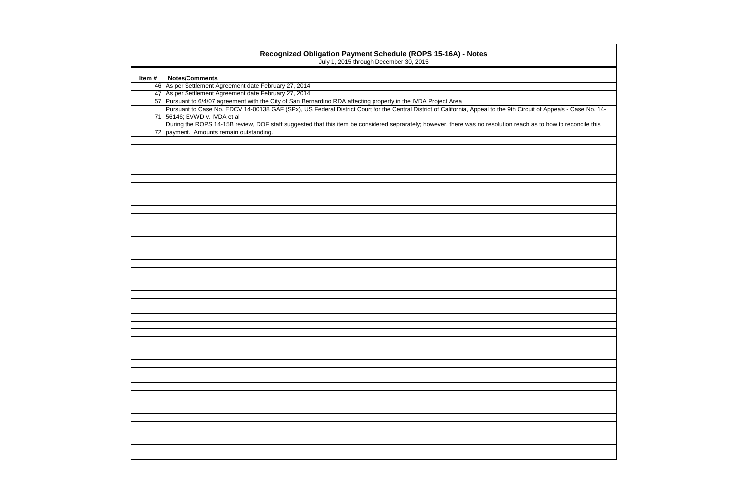# Recognized Obligation Payment Schedule (ROPS 15-16A) - Notes

July 1, 2015 through December 30, 2015

| Item # | Notes/Comments |
|---|---|
| 46 | As per Settlement Agreement date February 27, 2014 |
| 47 | As per Settlement Agreement date February 27, 2014 |
| 57 | Pursuant to 6/4/07 agreement with the City of San Bernardino RDA affecting property in the IVDA Project Area |
| 71 | Pursuant to Case No. EDCV 14-00138 GAF (SPx), US Federal District Court for the Central District of California, Appeal to the 9th Circuit of Appeals - Case No. 14-56146; EVWD v. IVDA et al |
| 72 | During the ROPS 14-15B review, DOF staff suggested that this item be considered seprarately; however, there was no resolution reach as to how to reconcile this payment. Amounts remain outstanding. |